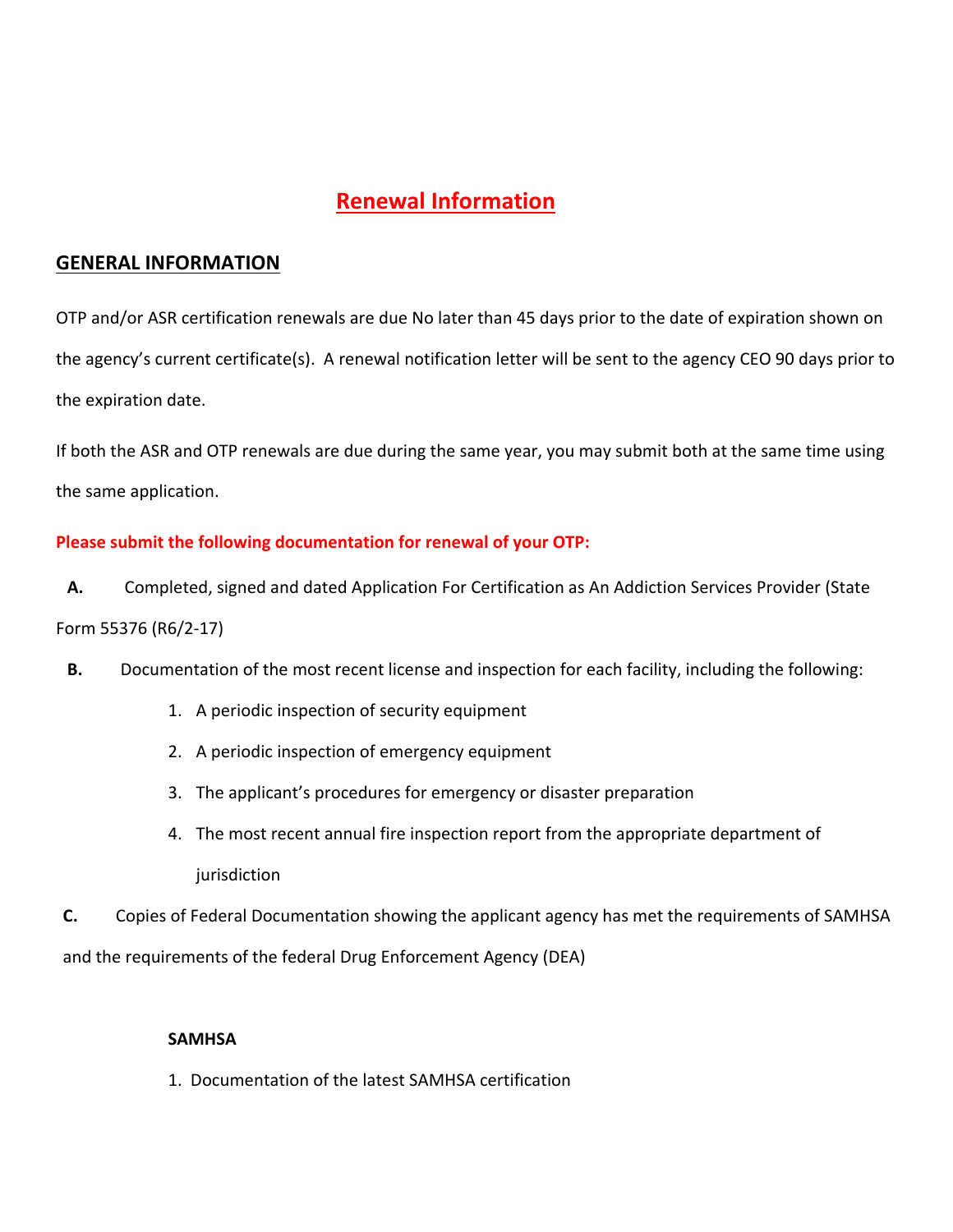# Renewal Information

## GENERAL INFORMATION

OTP and/or ASR certification renewals are due No later than 45 days prior to the date of expiration shown on the agency's current certificate(s). A renewal notification letter will be sent to the agency CEO 90 days prior to the expiration date.

If both the ASR and OTP renewals are due during the same year, you may submit both at the same time using the same application.

**Please submit the following documentation for renewal of your OTP:**

**A.** Completed, signed and dated Application For Certification as An Addiction Services Provider (State Form 55376 (R6/2-17)

**B.** Documentation of the most recent license and inspection for each facility, including the following:

1. A periodic inspection of security equipment
2. A periodic inspection of emergency equipment
3. The applicant's procedures for emergency or disaster preparation
4. The most recent annual fire inspection report from the appropriate department of jurisdiction

**C.** Copies of Federal Documentation showing the applicant agency has met the requirements of SAMHSA and the requirements of the federal Drug Enforcement Agency (DEA)

**SAMHSA**

1. Documentation of the latest SAMHSA certification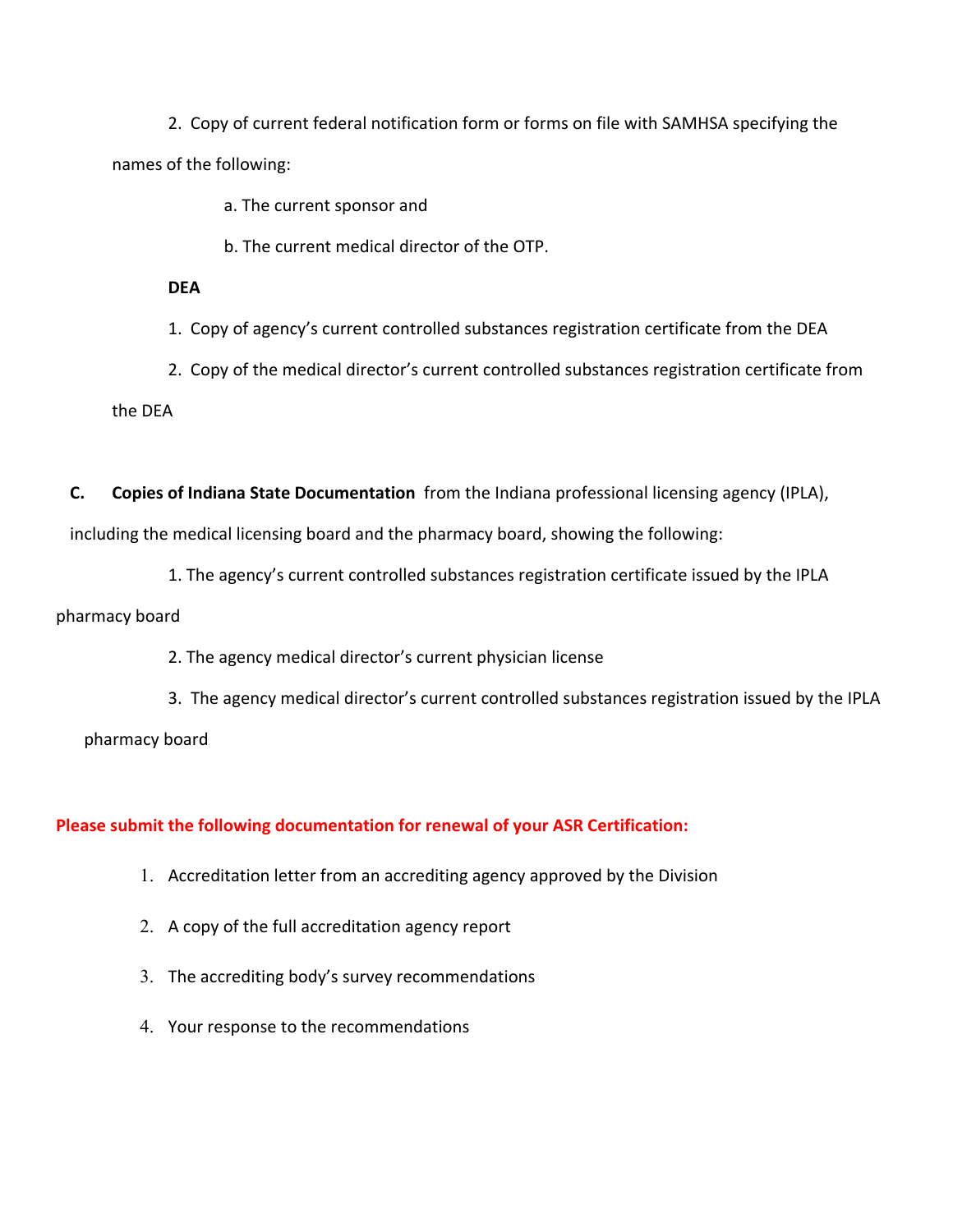2. Copy of current federal notification form or forms on file with SAMHSA specifying the names of the following:

   a. The current sponsor and

   b. The current medical director of the OTP.

**DEA**

1. Copy of agency's current controlled substances registration certificate from the DEA

2. Copy of the medical director's current controlled substances registration certificate from the DEA

**C. Copies of Indiana State Documentation** from the Indiana professional licensing agency (IPLA), including the medical licensing board and the pharmacy board, showing the following:

1. The agency's current controlled substances registration certificate issued by the IPLA pharmacy board

2. The agency medical director's current physician license

3. The agency medical director's current controlled substances registration issued by the IPLA pharmacy board

**Please submit the following documentation for renewal of your ASR Certification:**

1. Accreditation letter from an accrediting agency approved by the Division
2. A copy of the full accreditation agency report
3. The accrediting body's survey recommendations
4. Your response to the recommendations